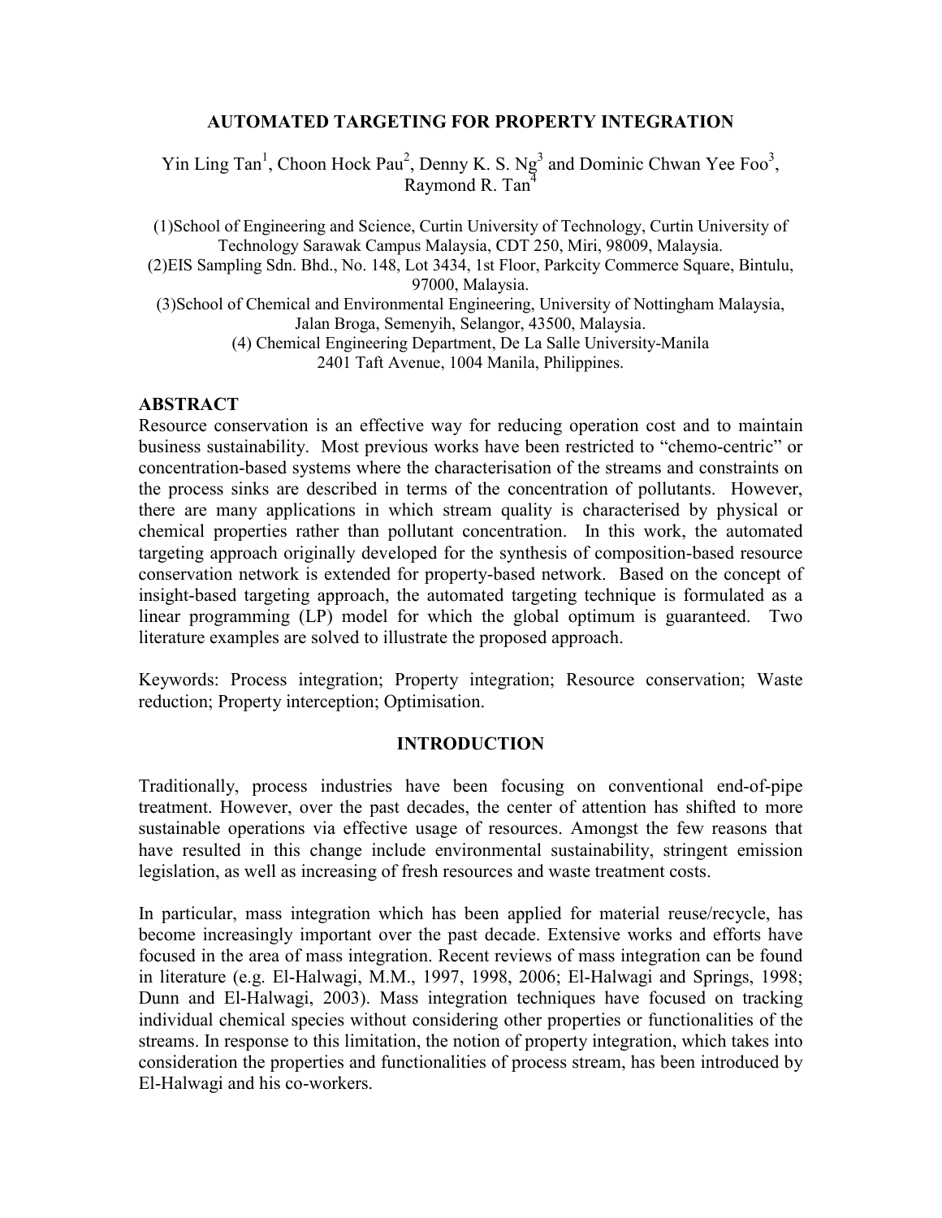# AUTOMATED TARGETING FOR PROPERTY INTEGRATION

Yin Ling Tan[1], Choon Hock Pau[2], Denny K. S. Ng[3] and Dominic Chwan Yee Foo[3], Raymond R. Tan[4]

(1)School of Engineering and Science, Curtin University of Technology, Curtin University of Technology Sarawak Campus Malaysia, CDT 250, Miri, 98009, Malaysia.
(2)EIS Sampling Sdn. Bhd., No. 148, Lot 3434, 1st Floor, Parkcity Commerce Square, Bintulu, 97000, Malaysia.
(3)School of Chemical and Environmental Engineering, University of Nottingham Malaysia, Jalan Broga, Semenyih, Selangor, 43500, Malaysia.
(4) Chemical Engineering Department, De La Salle University-Manila
2401 Taft Avenue, 1004 Manila, Philippines.

## ABSTRACT

Resource conservation is an effective way for reducing operation cost and to maintain business sustainability. Most previous works have been restricted to "chemo-centric" or concentration-based systems where the characterisation of the streams and constraints on the process sinks are described in terms of the concentration of pollutants. However, there are many applications in which stream quality is characterised by physical or chemical properties rather than pollutant concentration. In this work, the automated targeting approach originally developed for the synthesis of composition-based resource conservation network is extended for property-based network. Based on the concept of insight-based targeting approach, the automated targeting technique is formulated as a linear programming (LP) model for which the global optimum is guaranteed. Two literature examples are solved to illustrate the proposed approach.

Keywords: Process integration; Property integration; Resource conservation; Waste reduction; Property interception; Optimisation.

## INTRODUCTION

Traditionally, process industries have been focusing on conventional end-of-pipe treatment. However, over the past decades, the center of attention has shifted to more sustainable operations via effective usage of resources. Amongst the few reasons that have resulted in this change include environmental sustainability, stringent emission legislation, as well as increasing of fresh resources and waste treatment costs.

In particular, mass integration which has been applied for material reuse/recycle, has become increasingly important over the past decade. Extensive works and efforts have focused in the area of mass integration. Recent reviews of mass integration can be found in literature (e.g. El-Halwagi, M.M., 1997, 1998, 2006; El-Halwagi and Springs, 1998; Dunn and El-Halwagi, 2003). Mass integration techniques have focused on tracking individual chemical species without considering other properties or functionalities of the streams. In response to this limitation, the notion of property integration, which takes into consideration the properties and functionalities of process stream, has been introduced by El-Halwagi and his co-workers.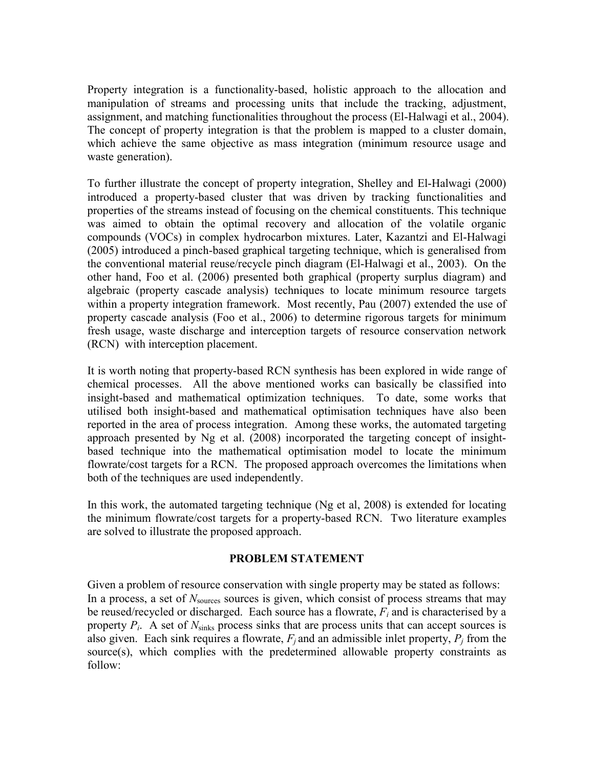Property integration is a functionality-based, holistic approach to the allocation and manipulation of streams and processing units that include the tracking, adjustment, assignment, and matching functionalities throughout the process (El-Halwagi et al., 2004). The concept of property integration is that the problem is mapped to a cluster domain, which achieve the same objective as mass integration (minimum resource usage and waste generation).

To further illustrate the concept of property integration, Shelley and El-Halwagi (2000) introduced a property-based cluster that was driven by tracking functionalities and properties of the streams instead of focusing on the chemical constituents. This technique was aimed to obtain the optimal recovery and allocation of the volatile organic compounds (VOCs) in complex hydrocarbon mixtures. Later, Kazantzi and El-Halwagi (2005) introduced a pinch-based graphical targeting technique, which is generalised from the conventional material reuse/recycle pinch diagram (El-Halwagi et al., 2003). On the other hand, Foo et al. (2006) presented both graphical (property surplus diagram) and algebraic (property cascade analysis) techniques to locate minimum resource targets within a property integration framework. Most recently, Pau (2007) extended the use of property cascade analysis (Foo et al., 2006) to determine rigorous targets for minimum fresh usage, waste discharge and interception targets of resource conservation network (RCN) with interception placement.

It is worth noting that property-based RCN synthesis has been explored in wide range of chemical processes. All the above mentioned works can basically be classified into insight-based and mathematical optimization techniques. To date, some works that utilised both insight-based and mathematical optimisation techniques have also been reported in the area of process integration. Among these works, the automated targeting approach presented by Ng et al. (2008) incorporated the targeting concept of insight-based technique into the mathematical optimisation model to locate the minimum flowrate/cost targets for a RCN. The proposed approach overcomes the limitations when both of the techniques are used independently.

In this work, the automated targeting technique (Ng et al, 2008) is extended for locating the minimum flowrate/cost targets for a property-based RCN. Two literature examples are solved to illustrate the proposed approach.

## PROBLEM STATEMENT

Given a problem of resource conservation with single property may be stated as follows: In a process, a set of $N_{\text{sources}}$ sources is given, which consist of process streams that may be reused/recycled or discharged. Each source has a flowrate, $F_i$ and is characterised by a property $P_i$. A set of $N_{\text{sinks}}$ process sinks that are process units that can accept sources is also given. Each sink requires a flowrate, $F_j$ and an admissible inlet property, $P_j$ from the source(s), which complies with the predetermined allowable property constraints as follow: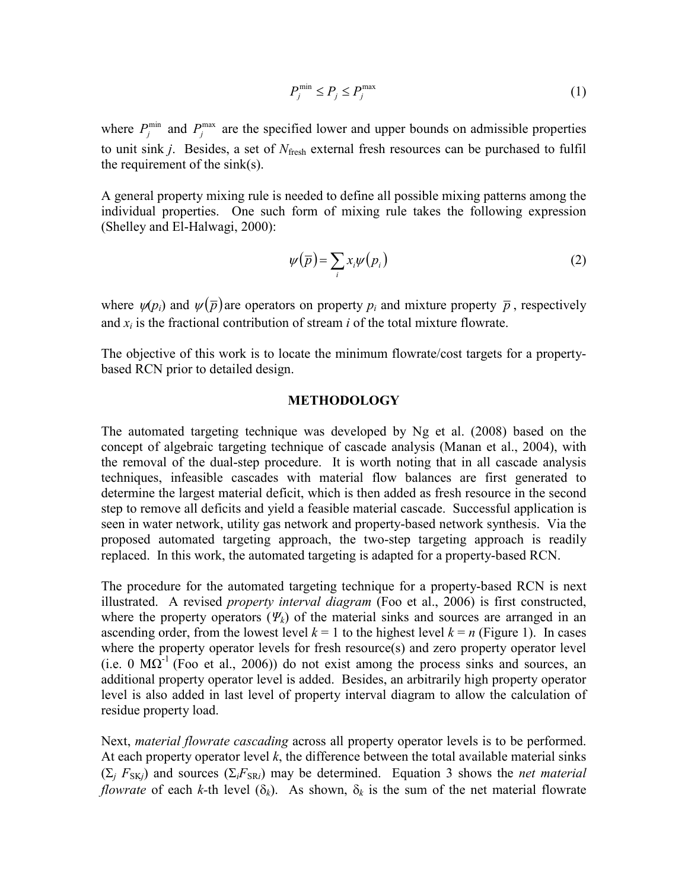$$P_j^{\min} \le P_j \le P_j^{\max} \tag{1}$$

where $P_j^{\min}$ and $P_j^{\max}$ are the specified lower and upper bounds on admissible properties to unit sink $j$. Besides, a set of $N_{\text{fresh}}$ external fresh resources can be purchased to fulfil the requirement of the sink(s).

A general property mixing rule is needed to define all possible mixing patterns among the individual properties. One such form of mixing rule takes the following expression (Shelley and El-Halwagi, 2000):

$$\psi(\bar{p}) = \sum_i x_i \psi(p_i) \tag{2}$$

where $\psi(p_i)$ and $\psi(\bar{p})$ are operators on property $p_i$ and mixture property $\bar{p}$, respectively and $x_i$ is the fractional contribution of stream $i$ of the total mixture flowrate.

The objective of this work is to locate the minimum flowrate/cost targets for a property-based RCN prior to detailed design.

## METHODOLOGY

The automated targeting technique was developed by Ng et al. (2008) based on the concept of algebraic targeting technique of cascade analysis (Manan et al., 2004), with the removal of the dual-step procedure. It is worth noting that in all cascade analysis techniques, infeasible cascades with material flow balances are first generated to determine the largest material deficit, which is then added as fresh resource in the second step to remove all deficits and yield a feasible material cascade. Successful application is seen in water network, utility gas network and property-based network synthesis. Via the proposed automated targeting approach, the two-step targeting approach is readily replaced. In this work, the automated targeting is adapted for a property-based RCN.

The procedure for the automated targeting technique for a property-based RCN is next illustrated. A revised *property interval diagram* (Foo et al., 2006) is first constructed, where the property operators ($\Psi_k$) of the material sinks and sources are arranged in an ascending order, from the lowest level $k = 1$ to the highest level $k = n$ (Figure 1). In cases where the property operator levels for fresh resource(s) and zero property operator level (i.e. 0 $M\Omega^{-1}$ (Foo et al., 2006)) do not exist among the process sinks and sources, an additional property operator level is added. Besides, an arbitrarily high property operator level is also added in last level of property interval diagram to allow the calculation of residue property load.

Next, *material flowrate cascading* across all property operator levels is to be performed. At each property operator level $k$, the difference between the total available material sinks ($\Sigma_j F_{\text{SK}j}$) and sources ($\Sigma_i F_{\text{SR}i}$) may be determined. Equation 3 shows the *net material flowrate* of each $k$-th level ($\delta_k$). As shown, $\delta_k$ is the sum of the net material flowrate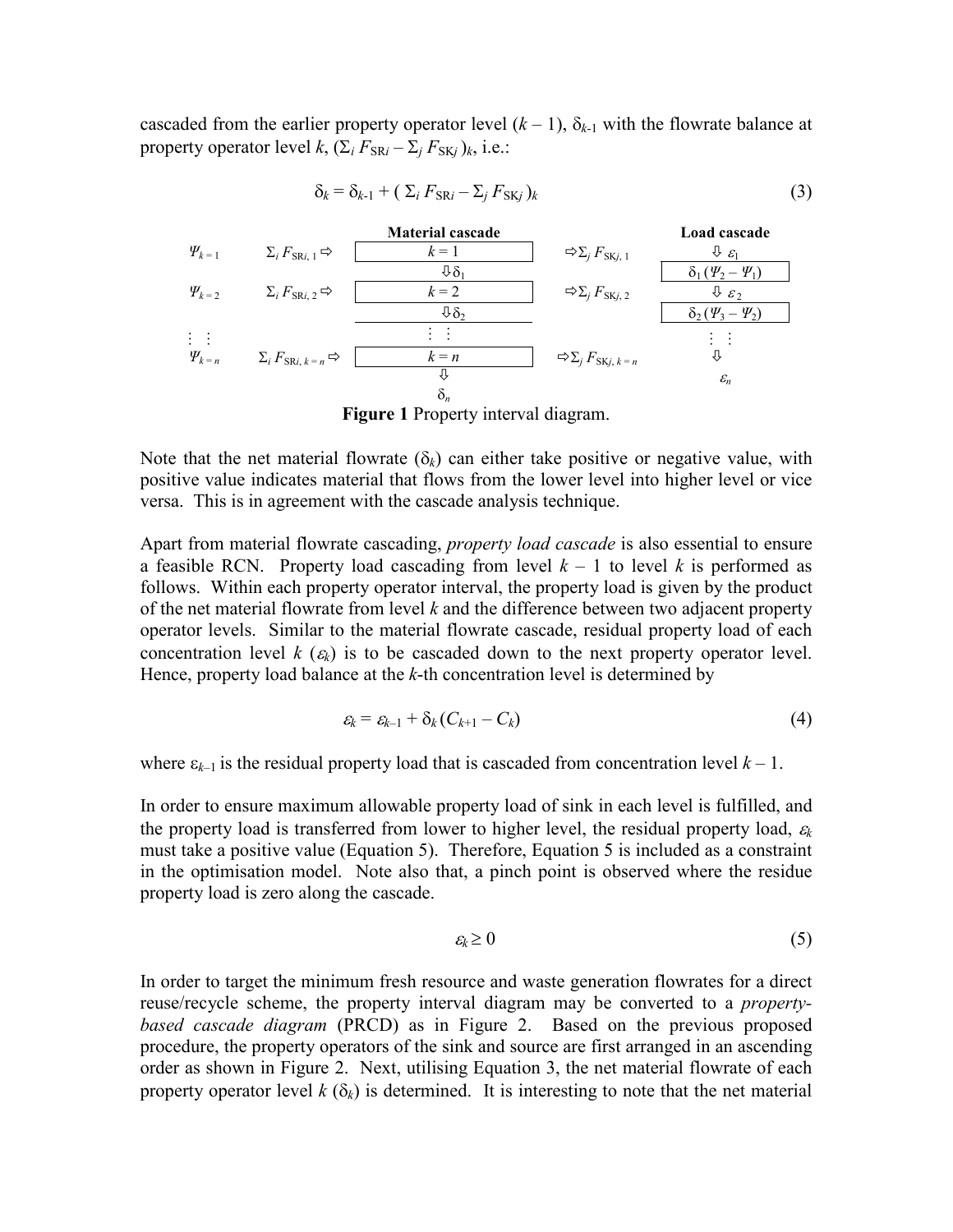cascaded from the earlier property operator level ($k – 1$), $\delta_{k-1}$ with the flowrate balance at property operator level $k$, $(\Sigma_i F_{SRi} – \Sigma_j F_{SKj})_k$, i.e.:

$$\delta_k = \delta_{k-1} + (\Sigma_i F_{SRi} – \Sigma_j F_{SKj})_k \tag{3}$$

| | | Material cascade | | Load cascade |
|---|---|---|---|---|
| $\Psi_{k=1}$ | $\Sigma_i F_{SRi,1} \Rightarrow$ | $k = 1$ | $\Rightarrow \Sigma_j F_{SKj,1}$ | $\Downarrow \varepsilon_1$ |
| | | $\Downarrow \delta_1$ | | $\delta_1 (\Psi_2 – \Psi_1)$ |
| $\Psi_{k=2}$ | $\Sigma_i F_{SRi,2} \Rightarrow$ | $k = 2$ | $\Rightarrow \Sigma_j F_{SKj,2}$ | $\Downarrow \varepsilon_2$ |
| | | $\Downarrow \delta_2$ | | $\delta_2 (\Psi_3 – \Psi_2)$ |
| $\vdots$ | | $\vdots$ | | $\vdots$ |
| $\Psi_{k=n}$ | $\Sigma_i F_{SRi,k=n} \Rightarrow$ | $k = n$ | $\Rightarrow \Sigma_j F_{SKj,k=n}$ | $\Downarrow$ |
| | | $\Downarrow$ $\delta_n$ | | $\varepsilon_n$ |

**Figure 1** Property interval diagram.

Note that the net material flowrate ($\delta_k$) can either take positive or negative value, with positive value indicates material that flows from the lower level into higher level or vice versa. This is in agreement with the cascade analysis technique.

Apart from material flowrate cascading, *property load cascade* is also essential to ensure a feasible RCN. Property load cascading from level $k – 1$ to level $k$ is performed as follows. Within each property operator interval, the property load is given by the product of the net material flowrate from level $k$ and the difference between two adjacent property operator levels. Similar to the material flowrate cascade, residual property load of each concentration level $k$ ($\varepsilon_k$) is to be cascaded down to the next property operator level. Hence, property load balance at the $k$-th concentration level is determined by

$$\varepsilon_k = \varepsilon_{k-1} + \delta_k (C_{k+1} – C_k) \tag{4}$$

where $\varepsilon_{k-1}$ is the residual property load that is cascaded from concentration level $k – 1$.

In order to ensure maximum allowable property load of sink in each level is fulfilled, and the property load is transferred from lower to higher level, the residual property load, $\varepsilon_k$ must take a positive value (Equation 5). Therefore, Equation 5 is included as a constraint in the optimisation model. Note also that, a pinch point is observed where the residue property load is zero along the cascade.

$$\varepsilon_k \geq 0 \tag{5}$$

In order to target the minimum fresh resource and waste generation flowrates for a direct reuse/recycle scheme, the property interval diagram may be converted to a *property-based cascade diagram* (PRCD) as in Figure 2. Based on the previous proposed procedure, the property operators of the sink and source are first arranged in an ascending order as shown in Figure 2. Next, utilising Equation 3, the net material flowrate of each property operator level $k$ ($\delta_k$) is determined. It is interesting to note that the net material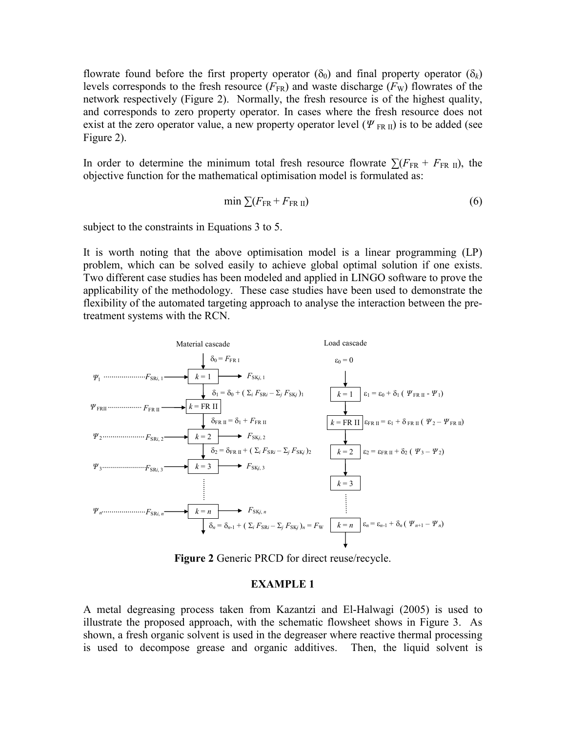flowrate found before the first property operator ($\delta_0$) and final property operator ($\delta_k$) levels corresponds to the fresh resource ($F_{FR}$) and waste discharge ($F_W$) flowrates of the network respectively (Figure 2). Normally, the fresh resource is of the highest quality, and corresponds to zero property operator. In cases where the fresh resource does not exist at the zero operator value, a new property operator level ($\Psi_{FR\ II}$) is to be added (see Figure 2).

In order to determine the minimum total fresh resource flowrate $\sum(F_{FR} + F_{FR\ II})$, the objective function for the mathematical optimisation model is formulated as:

$$\min \sum(F_{FR} + F_{FR\ II}) \tag{6}$$

subject to the constraints in Equations 3 to 5.

It is worth noting that the above optimisation model is a linear programming (LP) problem, which can be solved easily to achieve global optimal solution if one exists. Two different case studies has been modeled and applied in LINGO software to prove the applicability of the methodology. These case studies have been used to demonstrate the flexibility of the automated targeting approach to analyse the interaction between the pre-treatment systems with the RCN.

**Figure 2** Generic PRCD for direct reuse/recycle.

## EXAMPLE 1

A metal degreasing process taken from Kazantzi and El-Halwagi (2005) is used to illustrate the proposed approach, with the schematic flowsheet shows in Figure 3. As shown, a fresh organic solvent is used in the degreaser where reactive thermal processing is used to decompose grease and organic additives. Then, the liquid solvent is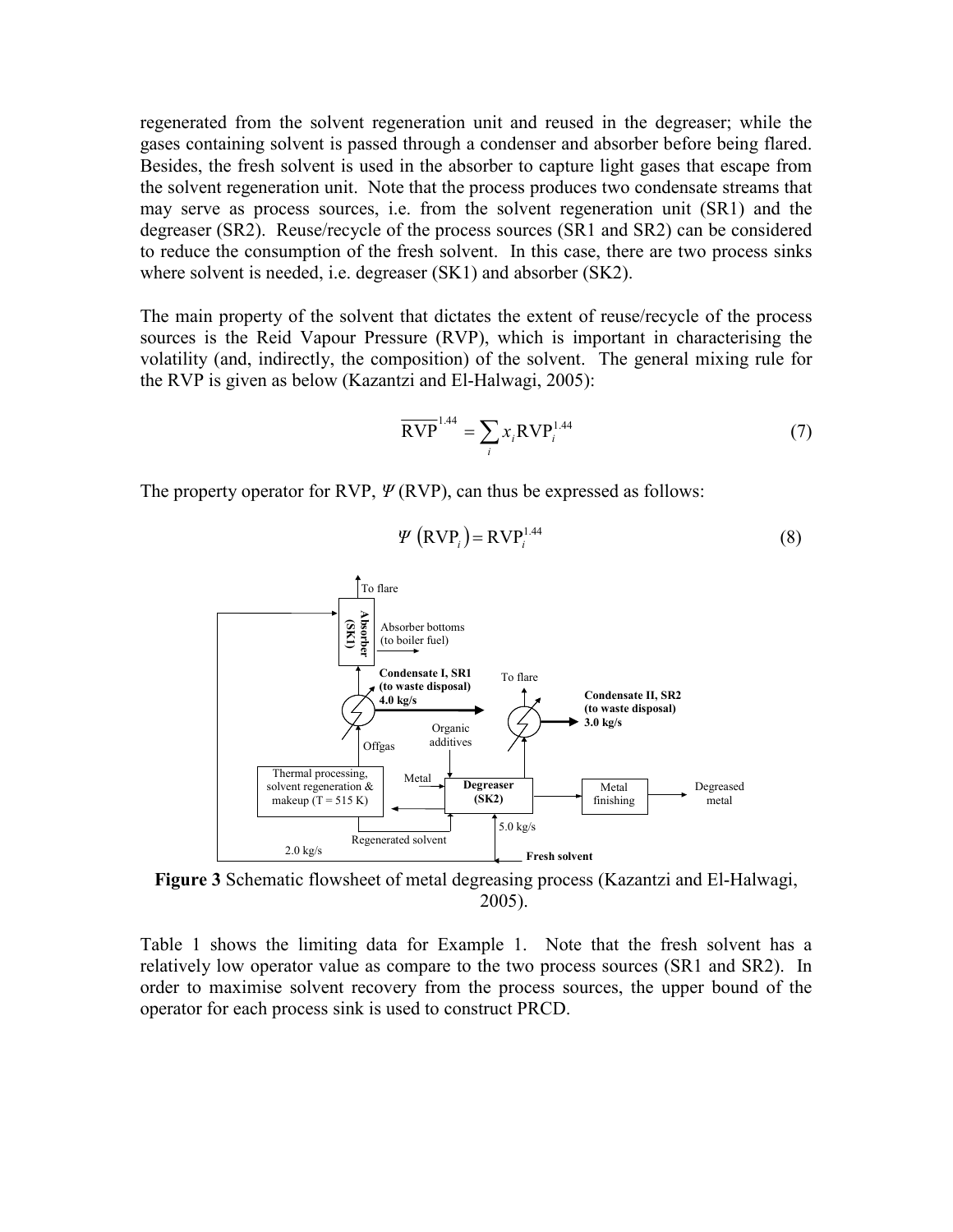regenerated from the solvent regeneration unit and reused in the degreaser; while the gases containing solvent is passed through a condenser and absorber before being flared. Besides, the fresh solvent is used in the absorber to capture light gases that escape from the solvent regeneration unit. Note that the process produces two condensate streams that may serve as process sources, i.e. from the solvent regeneration unit (SR1) and the degreaser (SR2). Reuse/recycle of the process sources (SR1 and SR2) can be considered to reduce the consumption of the fresh solvent. In this case, there are two process sinks where solvent is needed, i.e. degreaser (SK1) and absorber (SK2).

The main property of the solvent that dictates the extent of reuse/recycle of the process sources is the Reid Vapour Pressure (RVP), which is important in characterising the volatility (and, indirectly, the composition) of the solvent. The general mixing rule for the RVP is given as below (Kazantzi and El-Halwagi, 2005):

$$\overline{\text{RVP}}^{1.44} = \sum_i x_i \text{RVP}_i^{1.44} \tag{7}$$

The property operator for RVP, $\Psi(\text{RVP})$, can thus be expressed as follows:

$$\Psi\left(\text{RVP}_i\right) = \text{RVP}_i^{1.44} \tag{8}$$

**Figure 3** Schematic flowsheet of metal degreasing process (Kazantzi and El-Halwagi, 2005).

Table 1 shows the limiting data for Example 1. Note that the fresh solvent has a relatively low operator value as compare to the two process sources (SR1 and SR2). In order to maximise solvent recovery from the process sources, the upper bound of the operator for each process sink is used to construct PRCD.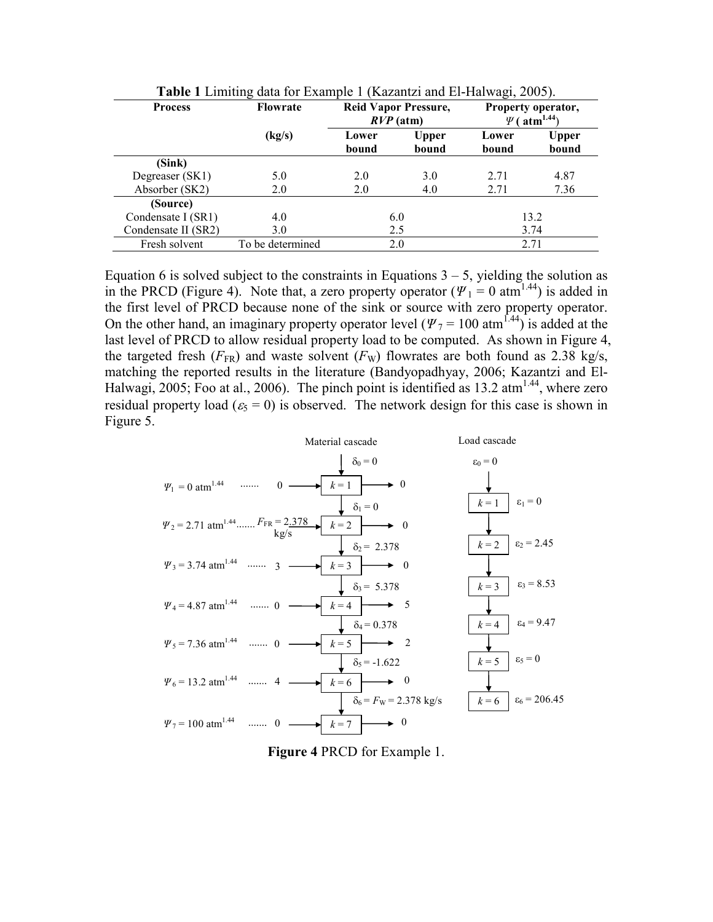**Table 1** Limiting data for Example 1 (Kazantzi and El-Halwagi, 2005).

| Process | Flowrate (kg/s) | Reid Vapor Pressure, *RVP* (atm) | | Property operator, $\Psi$ ($atm^{1.44}$) | |
|---|---|---|---|---|---|
| | | Lower bound | Upper bound | Lower bound | Upper bound |
| **(Sink)** | | | | | |
| Degreaser (SK1) | 5.0 | 2.0 | 3.0 | 2.71 | 4.87 |
| Absorber (SK2) | 2.0 | 2.0 | 4.0 | 2.71 | 7.36 |
| **(Source)** | | | | | |
| Condensate I (SR1) | 4.0 | 6.0 | | 13.2 | |
| Condensate II (SR2) | 3.0 | 2.5 | | 3.74 | |
| Fresh solvent | To be determined | 2.0 | | 2.71 | |

Equation 6 is solved subject to the constraints in Equations 3 – 5, yielding the solution as in the PRCD (Figure 4). Note that, a zero property operator ($\Psi_1 = 0$ $atm^{1.44}$) is added in the first level of PRCD because none of the sink or source with zero property operator. On the other hand, an imaginary property operator level ($\Psi_7 = 100$ $atm^{1.44}$) is added at the last level of PRCD to allow residual property load to be computed. As shown in Figure 4, the targeted fresh ($F_{FR}$) and waste solvent ($F_W$) flowrates are both found as 2.38 kg/s, matching the reported results in the literature (Bandyopadhyay, 2006; Kazantzi and El-Halwagi, 2005; Foo at al., 2006). The pinch point is identified as 13.2 $atm^{1.44}$, where zero residual property load ($\varepsilon_5 = 0$) is observed. The network design for this case is shown in Figure 5.

| Level | $\Psi_k$ ($atm^{1.44}$) | Source flow in | Sink flow out | Material cascade $\delta_k$ | Load cascade $\varepsilon_k$ |
|---|---|---|---|---|---|
| | | | | $\delta_0 = 0$ | $\varepsilon_0 = 0$ |
| $k = 1$ | $\Psi_1 = 0$ | 0 | 0 | $\delta_1 = 0$ | $\varepsilon_1 = 0$ |
| $k = 2$ | $\Psi_2 = 2.71$ | $F_{FR} = 2.378$ kg/s | 0 | $\delta_2 = 2.378$ | $\varepsilon_2 = 2.45$ |
| $k = 3$ | $\Psi_3 = 3.74$ | 3 | 0 | $\delta_3 = 5.378$ | $\varepsilon_3 = 8.53$ |
| $k = 4$ | $\Psi_4 = 4.87$ | 0 | 5 | $\delta_4 = 0.378$ | $\varepsilon_4 = 9.47$ |
| $k = 5$ | $\Psi_5 = 7.36$ | 0 | 2 | $\delta_5 = -1.622$ | $\varepsilon_5 = 0$ |
| $k = 6$ | $\Psi_6 = 13.2$ | 4 | 0 | $\delta_6 = F_W = 2.378$ kg/s | $\varepsilon_6 = 206.45$ |
| $k = 7$ | $\Psi_7 = 100$ | 0 | 0 | | |

**Figure 4** PRCD for Example 1.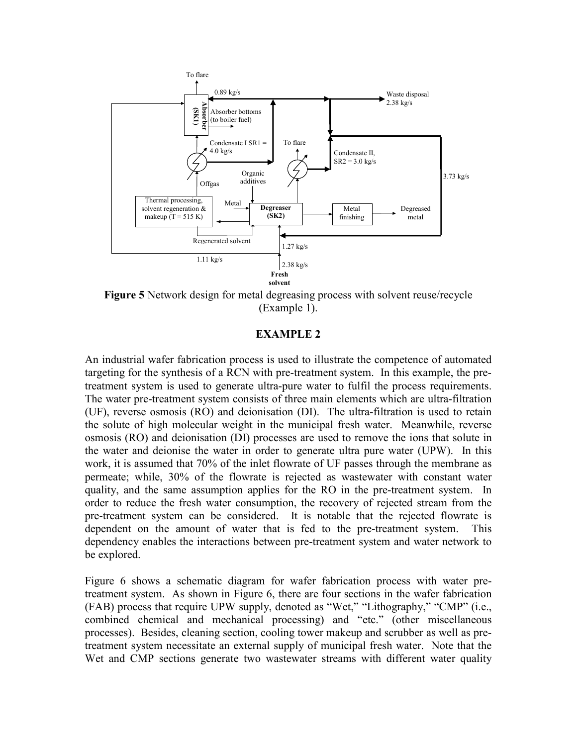**Figure 5** Network design for metal degreasing process with solvent reuse/recycle (Example 1).

## EXAMPLE 2

An industrial wafer fabrication process is used to illustrate the competence of automated targeting for the synthesis of a RCN with pre-treatment system. In this example, the pre-treatment system is used to generate ultra-pure water to fulfil the process requirements. The water pre-treatment system consists of three main elements which are ultra-filtration (UF), reverse osmosis (RO) and deionisation (DI). The ultra-filtration is used to retain the solute of high molecular weight in the municipal fresh water. Meanwhile, reverse osmosis (RO) and deionisation (DI) processes are used to remove the ions that solute in the water and deionise the water in order to generate ultra pure water (UPW). In this work, it is assumed that 70% of the inlet flowrate of UF passes through the membrane as permeate; while, 30% of the flowrate is rejected as wastewater with constant water quality, and the same assumption applies for the RO in the pre-treatment system. In order to reduce the fresh water consumption, the recovery of rejected stream from the pre-treatment system can be considered. It is notable that the rejected flowrate is dependent on the amount of water that is fed to the pre-treatment system. This dependency enables the interactions between pre-treatment system and water network to be explored.

Figure 6 shows a schematic diagram for wafer fabrication process with water pre-treatment system. As shown in Figure 6, there are four sections in the wafer fabrication (FAB) process that require UPW supply, denoted as "Wet," "Lithography," "CMP" (i.e., combined chemical and mechanical processing) and "etc." (other miscellaneous processes). Besides, cleaning section, cooling tower makeup and scrubber as well as pre-treatment system necessitate an external supply of municipal fresh water. Note that the Wet and CMP sections generate two wastewater streams with different water quality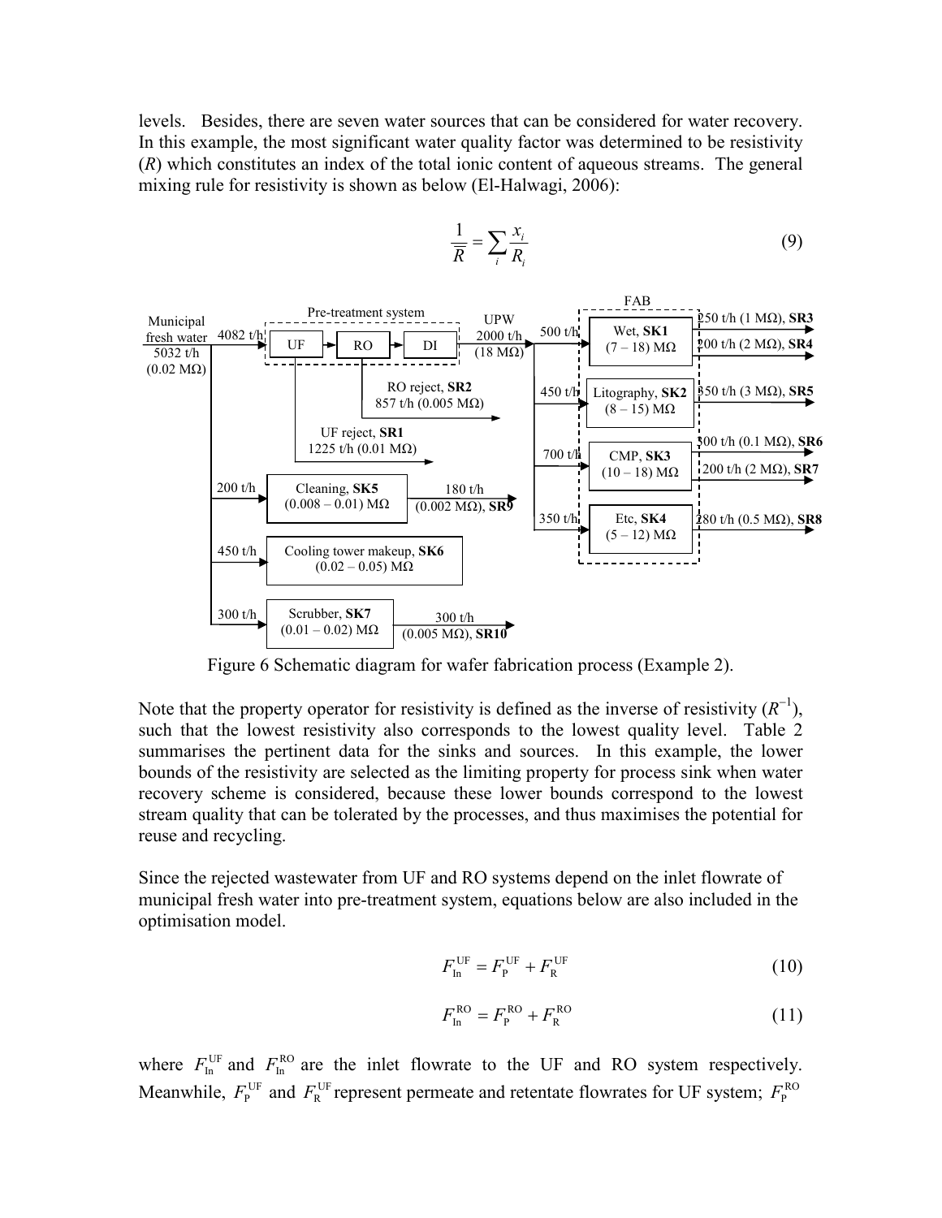levels. Besides, there are seven water sources that can be considered for water recovery. In this example, the most significant water quality factor was determined to be resistivity ($R$) which constitutes an index of the total ionic content of aqueous streams. The general mixing rule for resistivity is shown as below (El-Halwagi, 2006):

$$\frac{1}{\overline{R}} = \sum_i \frac{x_i}{R_i} \tag{9}$$

Figure 6 Schematic diagram for wafer fabrication process (Example 2).

Note that the property operator for resistivity is defined as the inverse of resistivity ($R^{-1}$), such that the lowest resistivity also corresponds to the lowest quality level. Table 2 summarises the pertinent data for the sinks and sources. In this example, the lower bounds of the resistivity are selected as the limiting property for process sink when water recovery scheme is considered, because these lower bounds correspond to the lowest stream quality that can be tolerated by the processes, and thus maximises the potential for reuse and recycling.

Since the rejected wastewater from UF and RO systems depend on the inlet flowrate of municipal fresh water into pre-treatment system, equations below are also included in the optimisation model.

$$F_{\mathrm{In}}^{\mathrm{UF}} = F_{\mathrm{P}}^{\mathrm{UF}} + F_{\mathrm{R}}^{\mathrm{UF}} \tag{10}$$

$$F_{\mathrm{In}}^{\mathrm{RO}} = F_{\mathrm{P}}^{\mathrm{RO}} + F_{\mathrm{R}}^{\mathrm{RO}} \tag{11}$$

where $F_{\mathrm{In}}^{\mathrm{UF}}$ and $F_{\mathrm{In}}^{\mathrm{RO}}$ are the inlet flowrate to the UF and RO system respectively. Meanwhile, $F_{\mathrm{P}}^{\mathrm{UF}}$ and $F_{\mathrm{R}}^{\mathrm{UF}}$ represent permeate and retentate flowrates for UF system; $F_{\mathrm{P}}^{\mathrm{RO}}$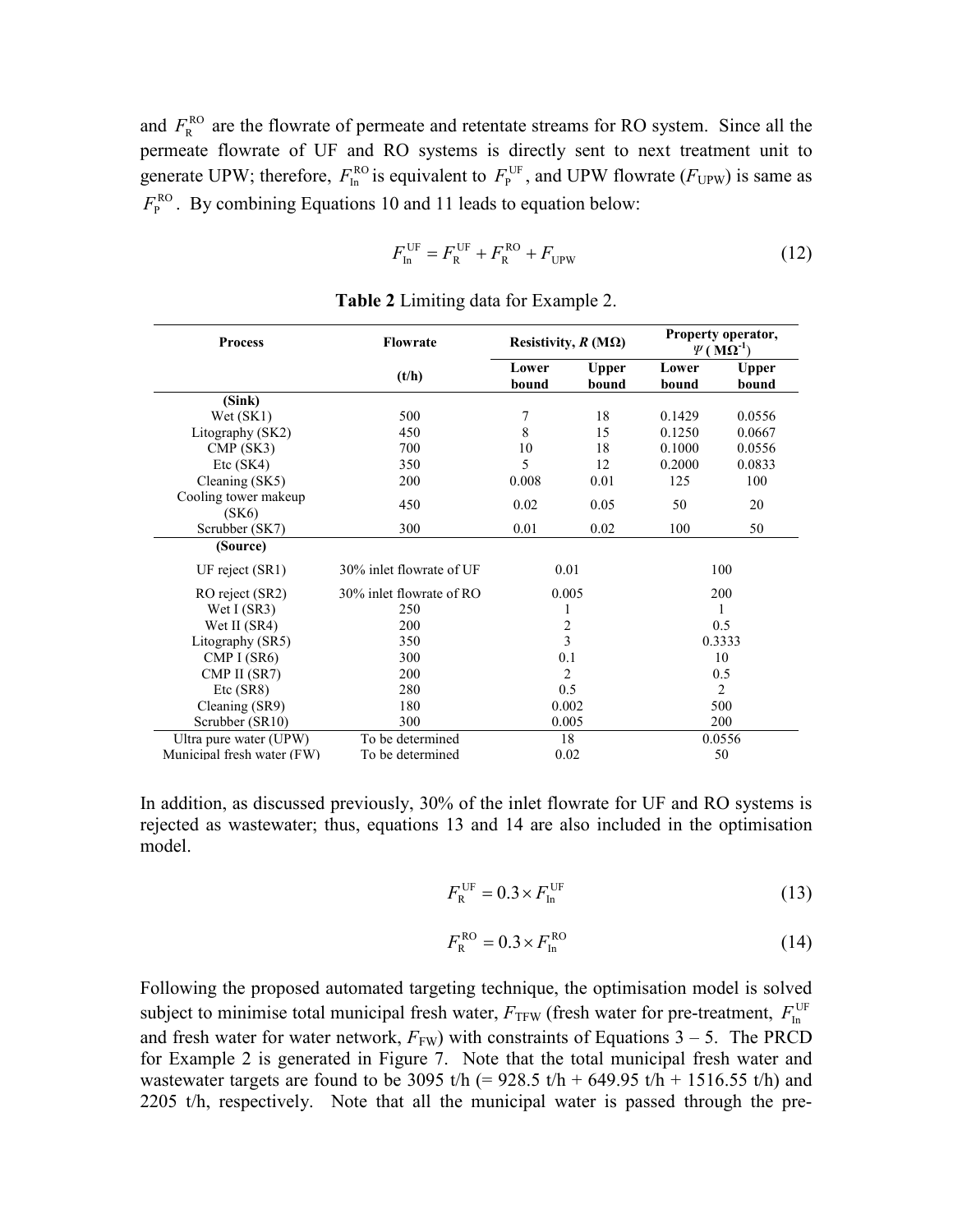and $F_{\mathrm{R}}^{\mathrm{RO}}$ are the flowrate of permeate and retentate streams for RO system. Since all the permeate flowrate of UF and RO systems is directly sent to next treatment unit to generate UPW; therefore, $F_{\mathrm{In}}^{\mathrm{RO}}$ is equivalent to $F_{\mathrm{P}}^{\mathrm{UF}}$, and UPW flowrate ($F_{\mathrm{UPW}}$) is same as $F_{\mathrm{P}}^{\mathrm{RO}}$. By combining Equations 10 and 11 leads to equation below:

$$F_{\mathrm{In}}^{\mathrm{UF}} = F_{\mathrm{R}}^{\mathrm{UF}} + F_{\mathrm{R}}^{\mathrm{RO}} + F_{\mathrm{UPW}} \tag{12}$$

**Table 2** Limiting data for Example 2.

| Process | Flowrate (t/h) | Resistivity, $R$ (MΩ) | | Property operator, $\Psi$ (MΩ$^{-1}$) | |
|---|---|---|---|---|---|
| | | Lower bound | Upper bound | Lower bound | Upper bound |
| **(Sink)** | | | | | |
| Wet (SK1) | 500 | 7 | 18 | 0.1429 | 0.0556 |
| Litography (SK2) | 450 | 8 | 15 | 0.1250 | 0.0667 |
| CMP (SK3) | 700 | 10 | 18 | 0.1000 | 0.0556 |
| Etc (SK4) | 350 | 5 | 12 | 0.2000 | 0.0833 |
| Cleaning (SK5) | 200 | 0.008 | 0.01 | 125 | 100 |
| Cooling tower makeup (SK6) | 450 | 0.02 | 0.05 | 50 | 20 |
| Scrubber (SK7) | 300 | 0.01 | 0.02 | 100 | 50 |
| **(Source)** | | | | | |
| UF reject (SR1) | 30% inlet flowrate of UF | 0.01 | | 100 | |
| RO reject (SR2) | 30% inlet flowrate of RO | 0.005 | | 200 | |
| Wet I (SR3) | 250 | 1 | | 1 | |
| Wet II (SR4) | 200 | 2 | | 0.5 | |
| Litography (SR5) | 350 | 3 | | 0.3333 | |
| CMP I (SR6) | 300 | 0.1 | | 10 | |
| CMP II (SR7) | 200 | 2 | | 0.5 | |
| Etc (SR8) | 280 | 0.5 | | 2 | |
| Cleaning (SR9) | 180 | 0.002 | | 500 | |
| Scrubber (SR10) | 300 | 0.005 | | 200 | |
| Ultra pure water (UPW) | To be determined | 18 | | 0.0556 | |
| Municipal fresh water (FW) | To be determined | 0.02 | | 50 | |

In addition, as discussed previously, 30% of the inlet flowrate for UF and RO systems is rejected as wastewater; thus, equations 13 and 14 are also included in the optimisation model.

$$F_{\mathrm{R}}^{\mathrm{UF}} = 0.3 \times F_{\mathrm{In}}^{\mathrm{UF}} \tag{13}$$

$$F_{\mathrm{R}}^{\mathrm{RO}} = 0.3 \times F_{\mathrm{In}}^{\mathrm{RO}} \tag{14}$$

Following the proposed automated targeting technique, the optimisation model is solved subject to minimise total municipal fresh water, $F_{\mathrm{TFW}}$ (fresh water for pre-treatment, $F_{\mathrm{In}}^{\mathrm{UF}}$ and fresh water for water network, $F_{\mathrm{FW}}$) with constraints of Equations 3 – 5. The PRCD for Example 2 is generated in Figure 7. Note that the total municipal fresh water and wastewater targets are found to be 3095 t/h (= 928.5 t/h + 649.95 t/h + 1516.55 t/h) and 2205 t/h, respectively. Note that all the municipal water is passed through the pre-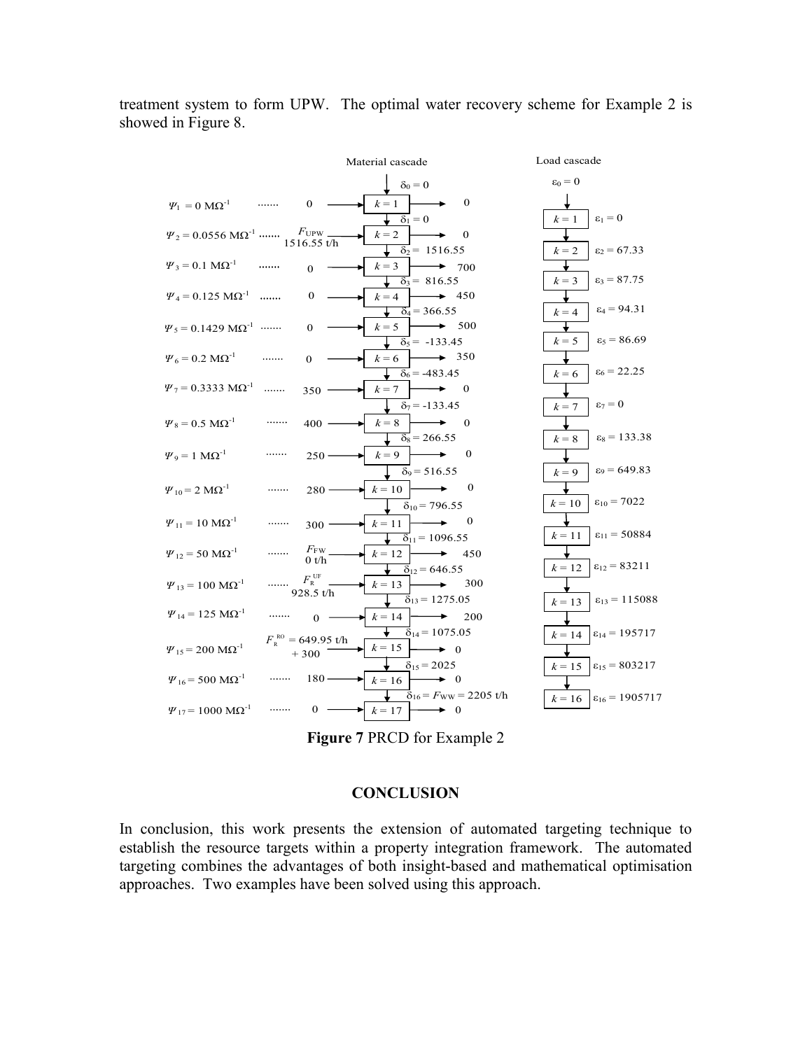treatment system to form UPW. The optimal water recovery scheme for Example 2 is showed in Figure 8.

| $k$ | $\Psi_k$ | Source flow | Sink flow | Material cascade ($\delta_k$) | Load cascade ($\varepsilon_k$) |
|---|---|---|---|---|---|
| | | | | $\delta_0 = 0$ | $\varepsilon_0 = 0$ |
| 1 | $\Psi_1 = 0$ MΩ$^{-1}$ | 0 | 0 | $\delta_1 = 0$ | $\varepsilon_1 = 0$ |
| 2 | $\Psi_2 = 0.0556$ MΩ$^{-1}$ | $F_{UPW}$ 1516.55 t/h | 0 | $\delta_2 = 1516.55$ | $\varepsilon_2 = 67.33$ |
| 3 | $\Psi_3 = 0.1$ MΩ$^{-1}$ | 0 | 700 | $\delta_3 = 816.55$ | $\varepsilon_3 = 87.75$ |
| 4 | $\Psi_4 = 0.125$ MΩ$^{-1}$ | 0 | 450 | $\delta_4 = 366.55$ | $\varepsilon_4 = 94.31$ |
| 5 | $\Psi_5 = 0.1429$ MΩ$^{-1}$ | 0 | 500 | $\delta_5 = -133.45$ | $\varepsilon_5 = 86.69$ |
| 6 | $\Psi_6 = 0.2$ MΩ$^{-1}$ | 0 | 350 | $\delta_6 = -483.45$ | $\varepsilon_6 = 22.25$ |
| 7 | $\Psi_7 = 0.3333$ MΩ$^{-1}$ | 350 | 0 | $\delta_7 = -133.45$ | $\varepsilon_7 = 0$ |
| 8 | $\Psi_8 = 0.5$ MΩ$^{-1}$ | 400 | 0 | $\delta_8 = 266.55$ | $\varepsilon_8 = 133.38$ |
| 9 | $\Psi_9 = 1$ MΩ$^{-1}$ | 250 | 0 | $\delta_9 = 516.55$ | $\varepsilon_9 = 649.83$ |
| 10 | $\Psi_{10} = 2$ MΩ$^{-1}$ | 280 | 0 | $\delta_{10} = 796.55$ | $\varepsilon_{10} = 7022$ |
| 11 | $\Psi_{11} = 10$ MΩ$^{-1}$ | 300 | 0 | $\delta_{11} = 1096.55$ | $\varepsilon_{11} = 50884$ |
| 12 | $\Psi_{12} = 50$ MΩ$^{-1}$ | $F_{FW}$ 0 t/h | 450 | $\delta_{12} = 646.55$ | $\varepsilon_{12} = 83211$ |
| 13 | $\Psi_{13} = 100$ MΩ$^{-1}$ | $F_R^{UF}$ 928.5 t/h | 300 | $\delta_{13} = 1275.05$ | $\varepsilon_{13} = 115088$ |
| 14 | $\Psi_{14} = 125$ MΩ$^{-1}$ | 0 | 200 | $\delta_{14} = 1075.05$ | $\varepsilon_{14} = 195717$ |
| 15 | $\Psi_{15} = 200$ MΩ$^{-1}$ | $F_R^{RO} = 649.95$ t/h + 300 | 0 | $\delta_{15} = 2025$ | $\varepsilon_{15} = 803217$ |
| 16 | $\Psi_{16} = 500$ MΩ$^{-1}$ | 180 | 0 | $\delta_{16} = F_{WW} = 2205$ t/h | $\varepsilon_{16} = 1905717$ |
| 17 | $\Psi_{17} = 1000$ MΩ$^{-1}$ | 0 | 0 | | |

**Figure 7** PRCD for Example 2

## CONCLUSION

In conclusion, this work presents the extension of automated targeting technique to establish the resource targets within a property integration framework. The automated targeting combines the advantages of both insight-based and mathematical optimisation approaches. Two examples have been solved using this approach.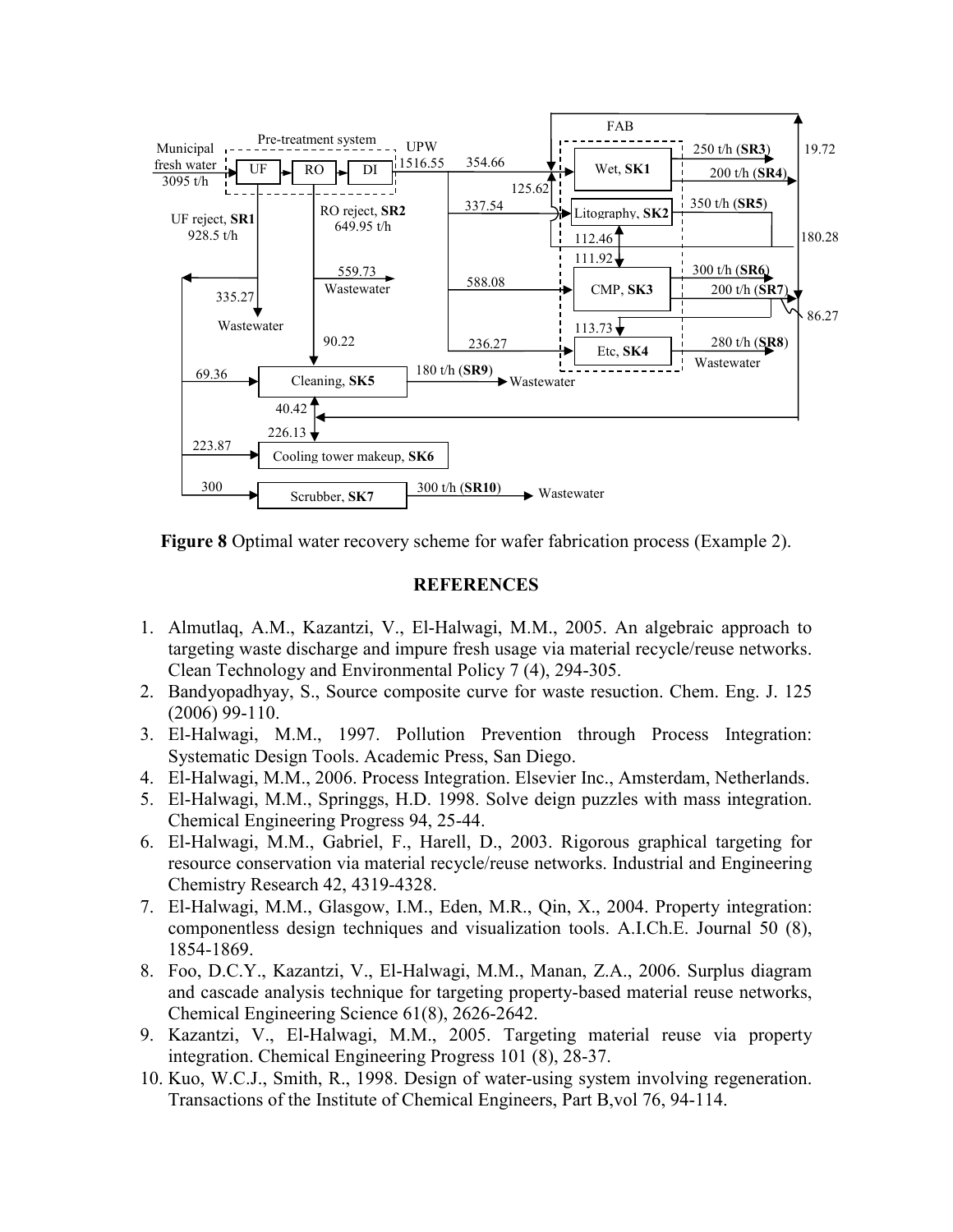**Figure 8** Optimal water recovery scheme for wafer fabrication process (Example 2).

## REFERENCES

1. Almutlaq, A.M., Kazantzi, V., El-Halwagi, M.M., 2005. An algebraic approach to targeting waste discharge and impure fresh usage via material recycle/reuse networks. Clean Technology and Environmental Policy 7 (4), 294-305.
2. Bandyopadhyay, S., Source composite curve for waste resuction. Chem. Eng. J. 125 (2006) 99-110.
3. El-Halwagi, M.M., 1997. Pollution Prevention through Process Integration: Systematic Design Tools. Academic Press, San Diego.
4. El-Halwagi, M.M., 2006. Process Integration. Elsevier Inc., Amsterdam, Netherlands.
5. El-Halwagi, M.M., Springgs, H.D. 1998. Solve deign puzzles with mass integration. Chemical Engineering Progress 94, 25-44.
6. El-Halwagi, M.M., Gabriel, F., Harell, D., 2003. Rigorous graphical targeting for resource conservation via material recycle/reuse networks. Industrial and Engineering Chemistry Research 42, 4319-4328.
7. El-Halwagi, M.M., Glasgow, I.M., Eden, M.R., Qin, X., 2004. Property integration: componentless design techniques and visualization tools. A.I.Ch.E. Journal 50 (8), 1854-1869.
8. Foo, D.C.Y., Kazantzi, V., El-Halwagi, M.M., Manan, Z.A., 2006. Surplus diagram and cascade analysis technique for targeting property-based material reuse networks, Chemical Engineering Science 61(8), 2626-2642.
9. Kazantzi, V., El-Halwagi, M.M., 2005. Targeting material reuse via property integration. Chemical Engineering Progress 101 (8), 28-37.
10. Kuo, W.C.J., Smith, R., 1998. Design of water-using system involving regeneration. Transactions of the Institute of Chemical Engineers, Part B,vol 76, 94-114.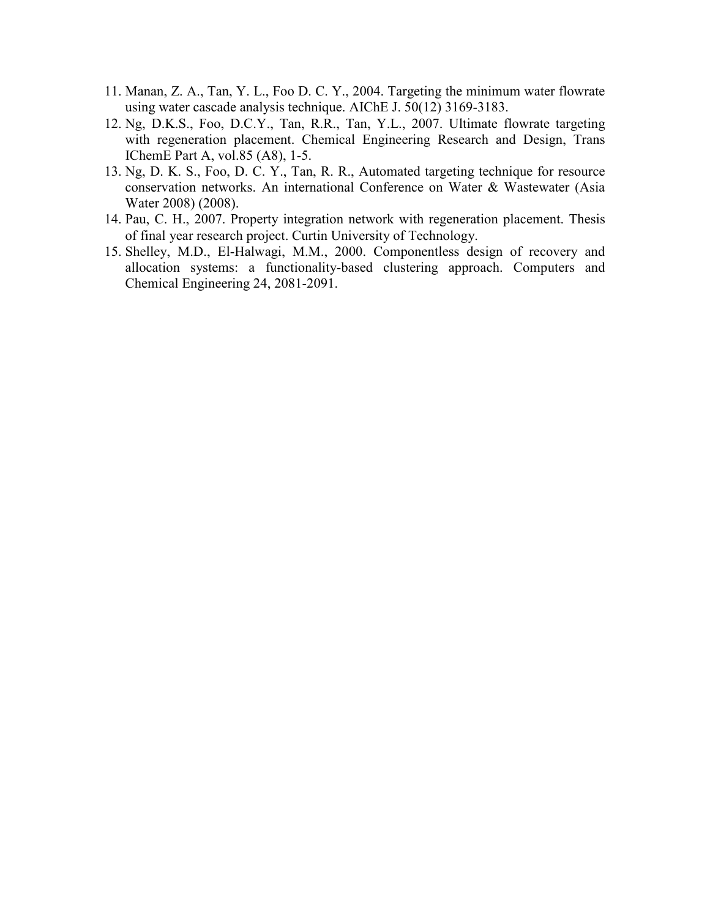11. Manan, Z. A., Tan, Y. L., Foo D. C. Y., 2004. Targeting the minimum water flowrate using water cascade analysis technique. AIChE J. 50(12) 3169-3183.
12. Ng, D.K.S., Foo, D.C.Y., Tan, R.R., Tan, Y.L., 2007. Ultimate flowrate targeting with regeneration placement. Chemical Engineering Research and Design, Trans IChemE Part A, vol.85 (A8), 1-5.
13. Ng, D. K. S., Foo, D. C. Y., Tan, R. R., Automated targeting technique for resource conservation networks. An international Conference on Water & Wastewater (Asia Water 2008) (2008).
14. Pau, C. H., 2007. Property integration network with regeneration placement. Thesis of final year research project. Curtin University of Technology.
15. Shelley, M.D., El-Halwagi, M.M., 2000. Componentless design of recovery and allocation systems: a functionality-based clustering approach. Computers and Chemical Engineering 24, 2081-2091.